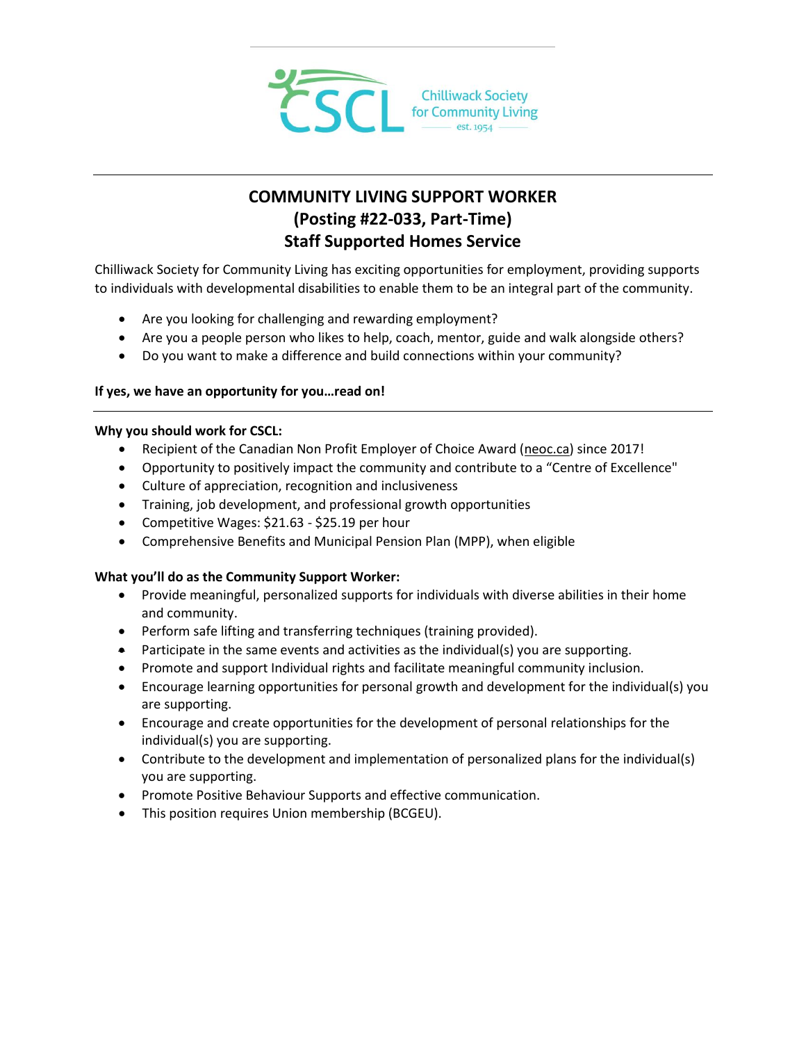Chilliwack Society for Community Living
est. 1954

# COMMUNITY LIVING SUPPORT WORKER
## (Posting #22-033, Part-Time)
## Staff Supported Homes Service

Chilliwack Society for Community Living has exciting opportunities for employment, providing supports to individuals with developmental disabilities to enable them to be an integral part of the community.

- Are you looking for challenging and rewarding employment?
- Are you a people person who likes to help, coach, mentor, guide and walk alongside others?
- Do you want to make a difference and build connections within your community?

**If yes, we have an opportunity for you…read on!**

---

**Why you should work for CSCL:**

- Recipient of the Canadian Non Profit Employer of Choice Award (neoc.ca) since 2017!
- Opportunity to positively impact the community and contribute to a "Centre of Excellence"
- Culture of appreciation, recognition and inclusiveness
- Training, job development, and professional growth opportunities
- Competitive Wages: $21.63 - $25.19 per hour
- Comprehensive Benefits and Municipal Pension Plan (MPP), when eligible

**What you'll do as the Community Support Worker:**

- Provide meaningful, personalized supports for individuals with diverse abilities in their home and community.
- Perform safe lifting and transferring techniques (training provided).
- Participate in the same events and activities as the individual(s) you are supporting.
- Promote and support Individual rights and facilitate meaningful community inclusion.
- Encourage learning opportunities for personal growth and development for the individual(s) you are supporting.
- Encourage and create opportunities for the development of personal relationships for the individual(s) you are supporting.
- Contribute to the development and implementation of personalized plans for the individual(s) you are supporting.
- Promote Positive Behaviour Supports and effective communication.
- This position requires Union membership (BCGEU).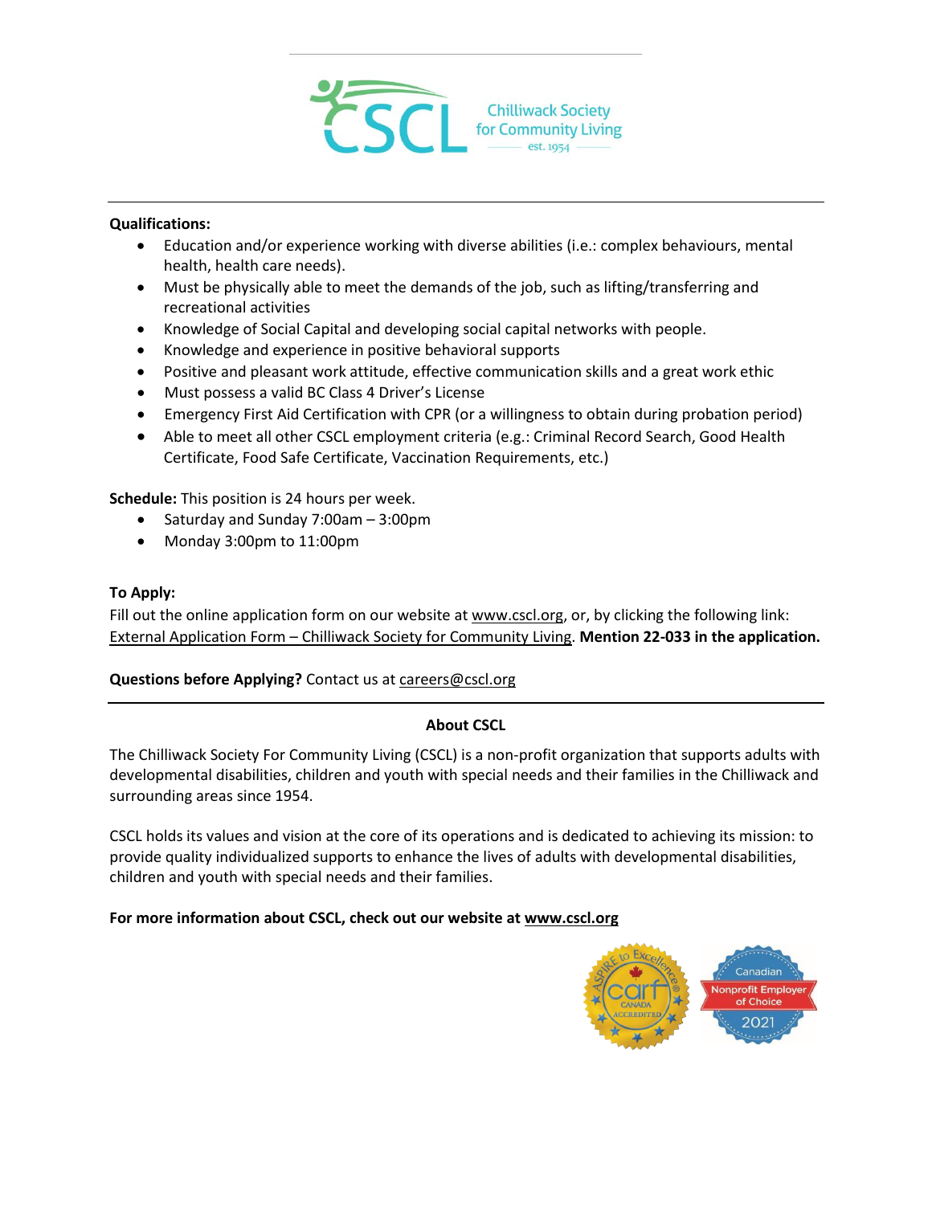**Qualifications:**

- Education and/or experience working with diverse abilities (i.e.: complex behaviours, mental health, health care needs).
- Must be physically able to meet the demands of the job, such as lifting/transferring and recreational activities
- Knowledge of Social Capital and developing social capital networks with people.
- Knowledge and experience in positive behavioral supports
- Positive and pleasant work attitude, effective communication skills and a great work ethic
- Must possess a valid BC Class 4 Driver's License
- Emergency First Aid Certification with CPR (or a willingness to obtain during probation period)
- Able to meet all other CSCL employment criteria (e.g.: Criminal Record Search, Good Health Certificate, Food Safe Certificate, Vaccination Requirements, etc.)

**Schedule:** This position is 24 hours per week.

- Saturday and Sunday 7:00am – 3:00pm
- Monday 3:00pm to 11:00pm

**To Apply:**

Fill out the online application form on our website at www.cscl.org, or, by clicking the following link: External Application Form – Chilliwack Society for Community Living. **Mention 22-033 in the application.**

**Questions before Applying?** Contact us at careers@cscl.org

---

**About CSCL**

The Chilliwack Society For Community Living (CSCL) is a non-profit organization that supports adults with developmental disabilities, children and youth with special needs and their families in the Chilliwack and surrounding areas since 1954.

CSCL holds its values and vision at the core of its operations and is dedicated to achieving its mission: to provide quality individualized supports to enhance the lives of adults with developmental disabilities, children and youth with special needs and their families.

**For more information about CSCL, check out our website at www.cscl.org**